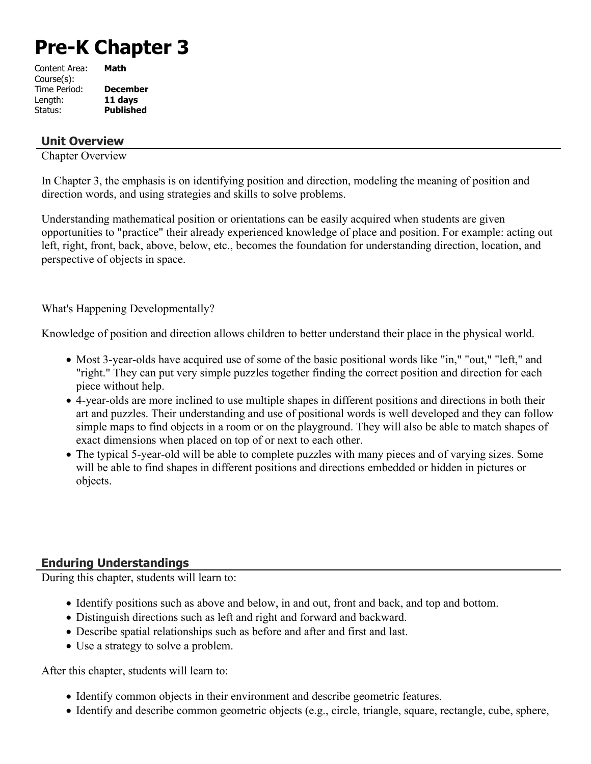# Pre-K Chapter 3

Content Area: **Math**
Course(s):
Time Period: **December**
Length: **11 days**
Status: **Published**

## Unit Overview

Chapter Overview

In Chapter 3, the emphasis is on identifying position and direction, modeling the meaning of position and direction words, and using strategies and skills to solve problems.

Understanding mathematical position or orientations can be easily acquired when students are given opportunities to "practice" their already experienced knowledge of place and position. For example: acting out left, right, front, back, above, below, etc., becomes the foundation for understanding direction, location, and perspective of objects in space.

What's Happening Developmentally?

Knowledge of position and direction allows children to better understand their place in the physical world.

- Most 3-year-olds have acquired use of some of the basic positional words like "in," "out," "left," and "right." They can put very simple puzzles together finding the correct position and direction for each piece without help.
- 4-year-olds are more inclined to use multiple shapes in different positions and directions in both their art and puzzles. Their understanding and use of positional words is well developed and they can follow simple maps to find objects in a room or on the playground. They will also be able to match shapes of exact dimensions when placed on top of or next to each other.
- The typical 5-year-old will be able to complete puzzles with many pieces and of varying sizes. Some will be able to find shapes in different positions and directions embedded or hidden in pictures or objects.

## Enduring Understandings

During this chapter, students will learn to:

- Identify positions such as above and below, in and out, front and back, and top and bottom.
- Distinguish directions such as left and right and forward and backward.
- Describe spatial relationships such as before and after and first and last.
- Use a strategy to solve a problem.

After this chapter, students will learn to:

- Identify common objects in their environment and describe geometric features.
- Identify and describe common geometric objects (e.g., circle, triangle, square, rectangle, cube, sphere,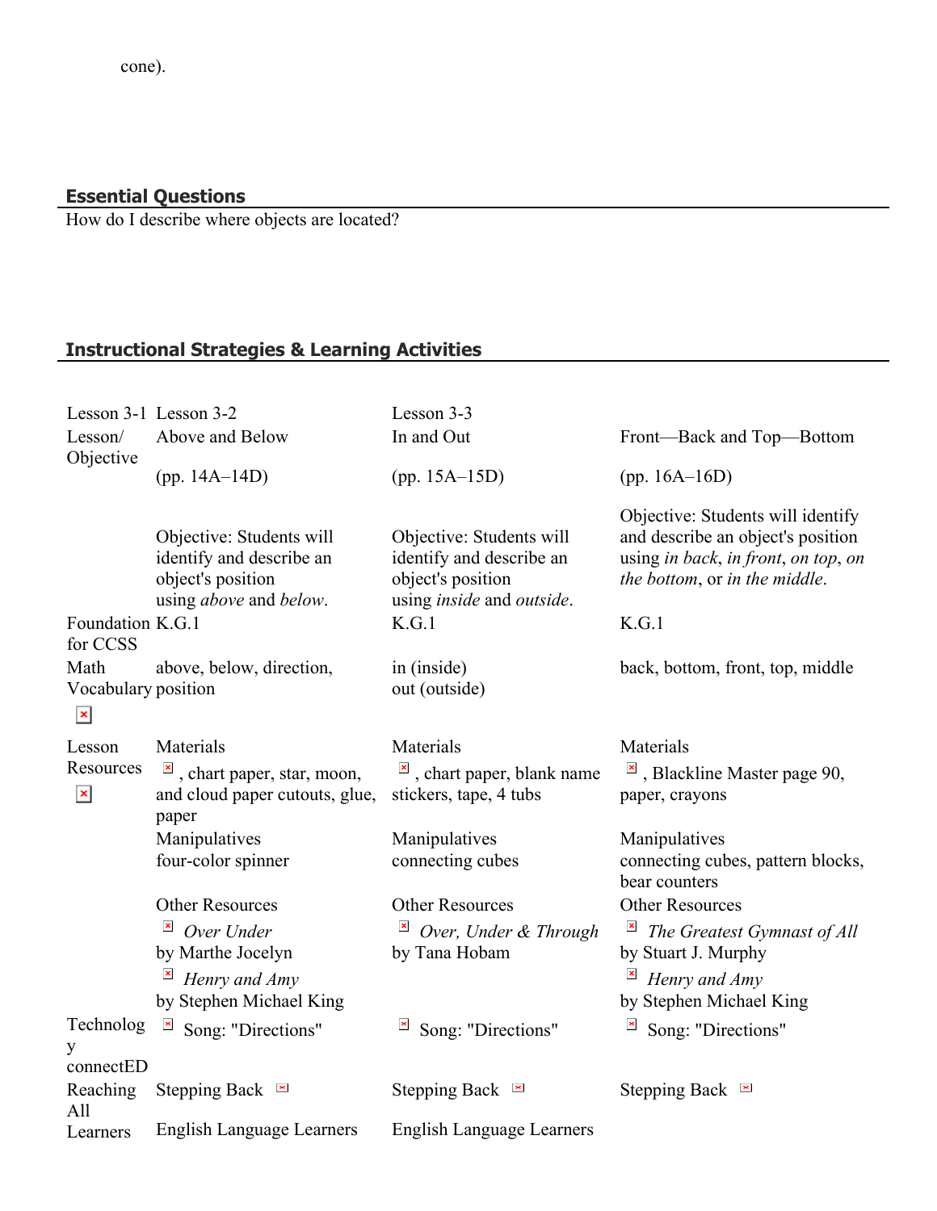cone).

## Essential Questions

How do I describe where objects are located?

## Instructional Strategies & Learning Activities

| Lesson 3-1 | Lesson 3-2 | Lesson 3-3 | |
|---|---|---|---|
| Lesson/ Objective | Above and Below<br><br>(pp. 14A–14D)<br><br>Objective: Students will identify and describe an object's position using *above* and *below*. | In and Out<br><br>(pp. 15A–15D)<br><br>Objective: Students will identify and describe an object's position using *inside* and *outside*. | Front—Back and Top—Bottom<br><br>(pp. 16A–16D)<br><br>Objective: Students will identify and describe an object's position using *in back*, *in front*, *on top*, *on the bottom*, or *in the middle*. |
| Foundation for CCSS | K.G.1 | K.G.1 | K.G.1 |
| Math Vocabulary | above, below, direction, position | in (inside)<br>out (outside) | back, bottom, front, top, middle |
| Lesson Resources | Materials<br>, chart paper, star, moon, and cloud paper cutouts, glue, paper<br>Manipulatives<br>four-color spinner<br>Other Resources<br>*Over Under* by Marthe Jocelyn<br>*Henry and Amy* by Stephen Michael King | Materials<br>, chart paper, blank name stickers, tape, 4 tubs<br>Manipulatives<br>connecting cubes<br>Other Resources<br>*Over, Under & Through* by Tana Hobam | Materials<br>, Blackline Master page 90, paper, crayons<br>Manipulatives<br>connecting cubes, pattern blocks, bear counters<br>Other Resources<br>*The Greatest Gymnast of All* by Stuart J. Murphy<br>*Henry and Amy* by Stephen Michael King |
| Technology connectED | Song: "Directions" | Song: "Directions" | Song: "Directions" |
| Reaching All Learners | Stepping Back<br><br>English Language Learners | Stepping Back<br><br>English Language Learners | Stepping Back |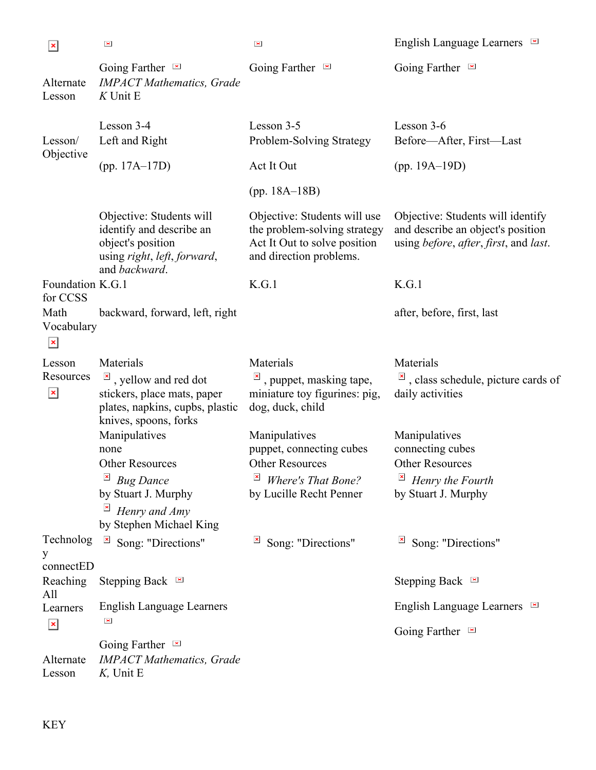| | | | English Language Learners |
|---|---|---|---|
| | Going Farther | Going Farther | Going Farther |
| Alternate Lesson | *IMPACT Mathematics, Grade K* Unit E | | |

| | | | |
|---|---|---|---|
| Lesson/ Objective | Lesson 3-4<br>Left and Right<br><br>(pp. 17A–17D)<br><br>Objective: Students will identify and describe an object's position using *right*, *left*, *forward*, and *backward*. | Lesson 3-5<br>Problem-Solving Strategy<br><br>Act It Out<br><br>(pp. 18A–18B)<br><br>Objective: Students will use the problem-solving strategy Act It Out to solve position and direction problems. | Lesson 3-6<br>Before—After, First—Last<br><br>(pp. 19A–19D)<br><br>Objective: Students will identify and describe an object's position using *before*, *after*, *first*, and *last*. |
| Foundation for CCSS | K.G.1 | K.G.1 | K.G.1 |
| Math Vocabulary | backward, forward, left, right | | after, before, first, last |
| Lesson Resources | Materials<br>, yellow and red dot stickers, place mats, paper plates, napkins, cupbs, plastic knives, spoons, forks<br>Manipulatives<br>none<br>Other Resources<br>*Bug Dance* by Stuart J. Murphy<br>*Henry and Amy* by Stephen Michael King | Materials<br>, puppet, masking tape, miniature toy figurines: pig, dog, duck, child<br><br>Manipulatives<br>puppet, connecting cubes<br>Other Resources<br>*Where's That Bone?* by Lucille Recht Penner | Materials<br>, class schedule, picture cards of daily activities<br><br>Manipulatives<br>connecting cubes<br>Other Resources<br>*Henry the Fourth* by Stuart J. Murphy |
| Technology connectED | Song: "Directions" | Song: "Directions" | Song: "Directions" |
| Reaching All Learners | Stepping Back<br><br>English Language Learners<br><br>Going Farther | | Stepping Back<br><br>English Language Learners<br><br>Going Farther |
| Alternate Lesson | *IMPACT Mathematics, Grade K,* Unit E | | |

KEY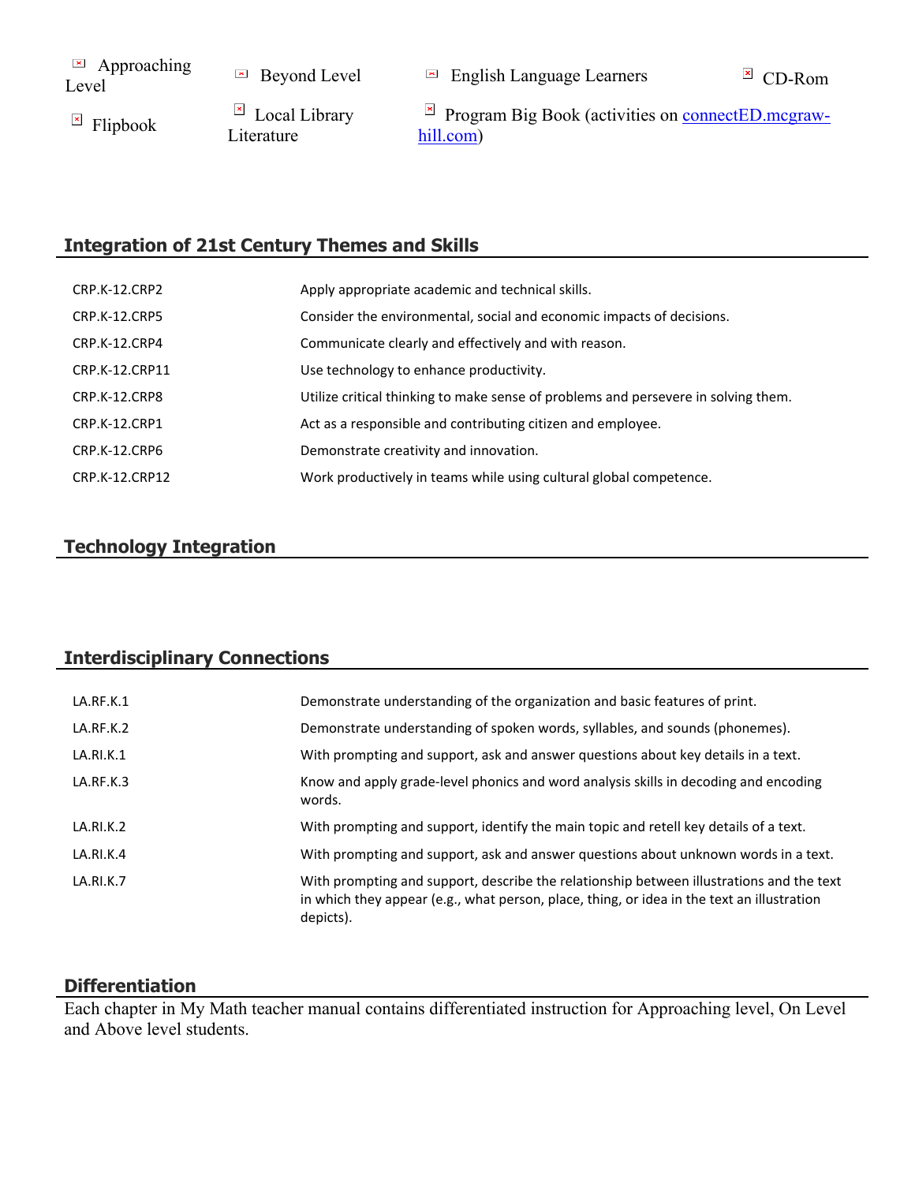Approaching Level | Beyond Level | English Language Learners | CD-Rom
Flipbook | Local Library Literature | Program Big Book (activities on [connectED.mcgraw-hill.com](connectED.mcgraw-hill.com))

## Integration of 21st Century Themes and Skills

| | |
|---|---|
| CRP.K-12.CRP2 | Apply appropriate academic and technical skills. |
| CRP.K-12.CRP5 | Consider the environmental, social and economic impacts of decisions. |
| CRP.K-12.CRP4 | Communicate clearly and effectively and with reason. |
| CRP.K-12.CRP11 | Use technology to enhance productivity. |
| CRP.K-12.CRP8 | Utilize critical thinking to make sense of problems and persevere in solving them. |
| CRP.K-12.CRP1 | Act as a responsible and contributing citizen and employee. |
| CRP.K-12.CRP6 | Demonstrate creativity and innovation. |
| CRP.K-12.CRP12 | Work productively in teams while using cultural global competence. |

## Technology Integration

## Interdisciplinary Connections

| | |
|---|---|
| LA.RF.K.1 | Demonstrate understanding of the organization and basic features of print. |
| LA.RF.K.2 | Demonstrate understanding of spoken words, syllables, and sounds (phonemes). |
| LA.RI.K.1 | With prompting and support, ask and answer questions about key details in a text. |
| LA.RF.K.3 | Know and apply grade-level phonics and word analysis skills in decoding and encoding words. |
| LA.RI.K.2 | With prompting and support, identify the main topic and retell key details of a text. |
| LA.RI.K.4 | With prompting and support, ask and answer questions about unknown words in a text. |
| LA.RI.K.7 | With prompting and support, describe the relationship between illustrations and the text in which they appear (e.g., what person, place, thing, or idea in the text an illustration depicts). |

## Differentiation

Each chapter in My Math teacher manual contains differentiated instruction for Approaching level, On Level and Above level students.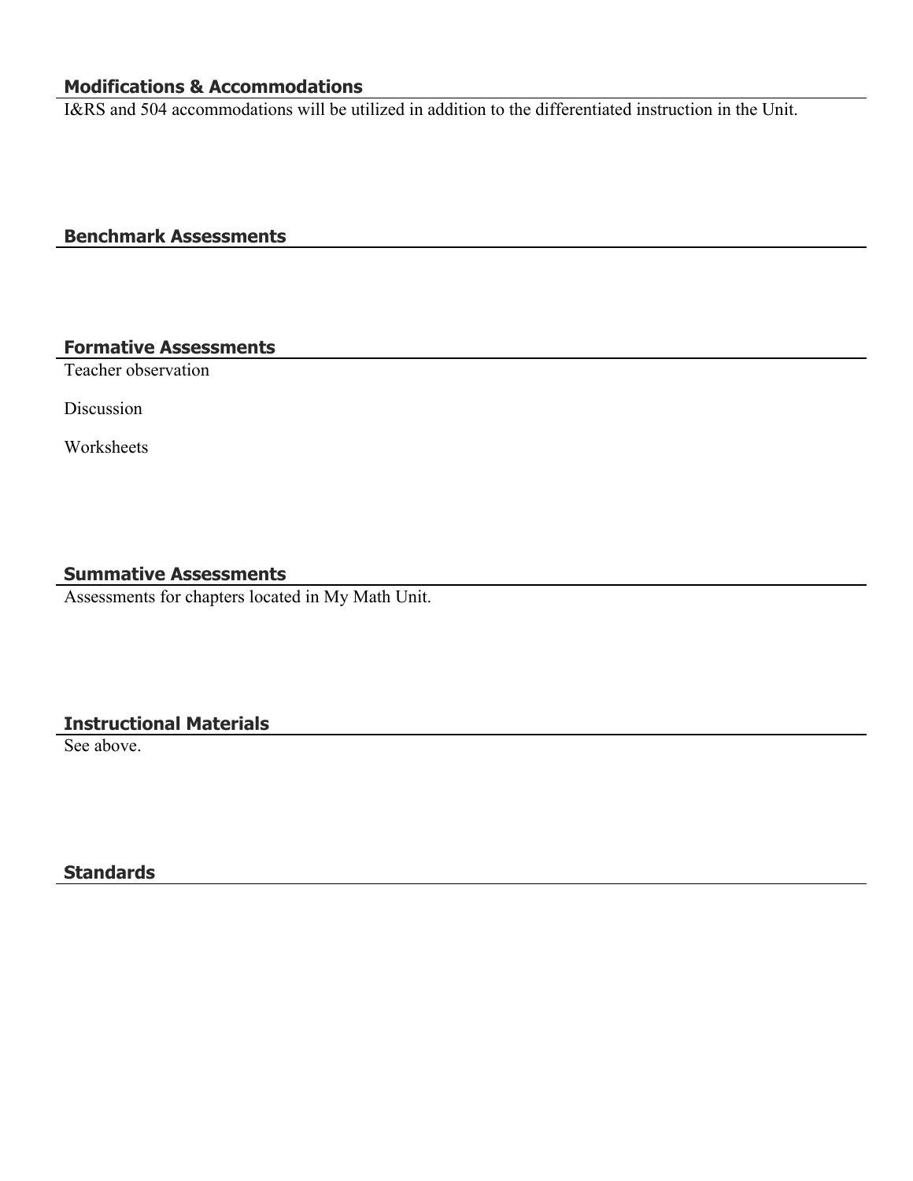## Modifications & Accommodations

I&RS and 504 accommodations will be utilized in addition to the differentiated instruction in the Unit.

## Benchmark Assessments

## Formative Assessments

Teacher observation

Discussion

Worksheets

## Summative Assessments

Assessments for chapters located in My Math Unit.

## Instructional Materials

See above.

## Standards